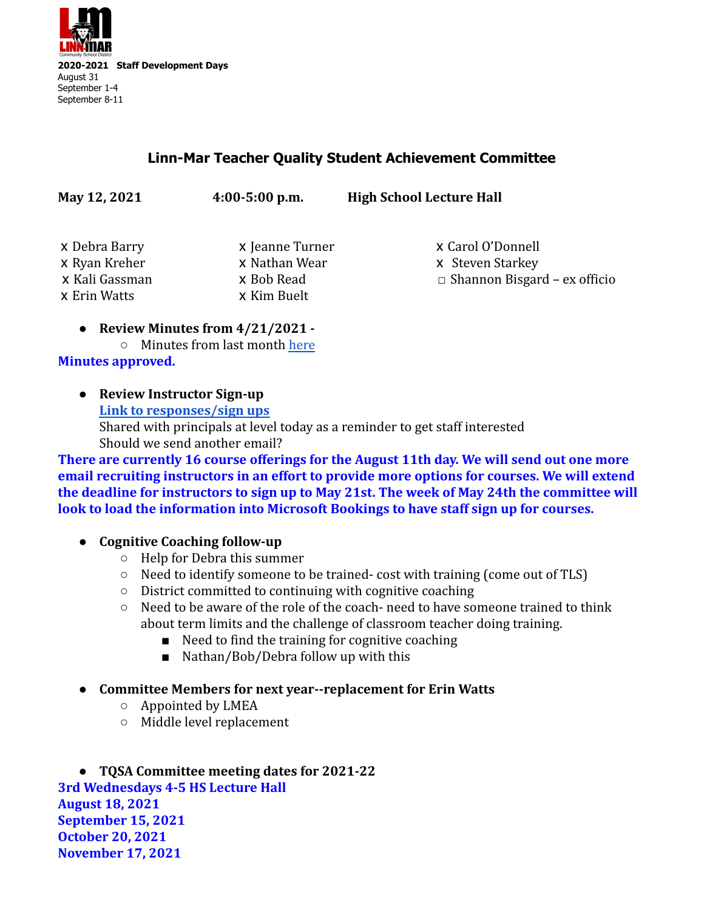**2020-2021 Staff Development Days**
August 31
September 1-4
September 8-11

# Linn-Mar Teacher Quality Student Achievement Committee

**May 12, 2021** **4:00-5:00 p.m.** **High School Lecture Hall**

x Debra Barry
x Ryan Kreher
x Kali Gassman
x Erin Watts
x Jeanne Turner
x Nathan Wear
x Bob Read
x Kim Buelt
x Carol O'Donnell
x Steven Starkey
□ Shannon Bisgard – ex officio

- **Review Minutes from 4/21/2021 -**
  - Minutes from last month here

**Minutes approved.**

- **Review Instructor Sign-up**
  **Link to responses/sign ups**
  Shared with principals at level today as a reminder to get staff interested
  Should we send another email?

**There are currently 16 course offerings for the August 11th day. We will send out one more email recruiting instructors in an effort to provide more options for courses. We will extend the deadline for instructors to sign up to May 21st. The week of May 24th the committee will look to load the information into Microsoft Bookings to have staff sign up for courses.**

- **Cognitive Coaching follow-up**
  - Help for Debra this summer
  - Need to identify someone to be trained- cost with training (come out of TLS)
  - District committed to continuing with cognitive coaching
  - Need to be aware of the role of the coach- need to have someone trained to think about term limits and the challenge of classroom teacher doing training.
    - Need to find the training for cognitive coaching
    - Nathan/Bob/Debra follow up with this

- **Committee Members for next year--replacement for Erin Watts**
  - Appointed by LMEA
  - Middle level replacement

- **TQSA Committee meeting dates for 2021-22**

**3rd Wednesdays 4-5 HS Lecture Hall**
**August 18, 2021**
**September 15, 2021**
**October 20, 2021**
**November 17, 2021**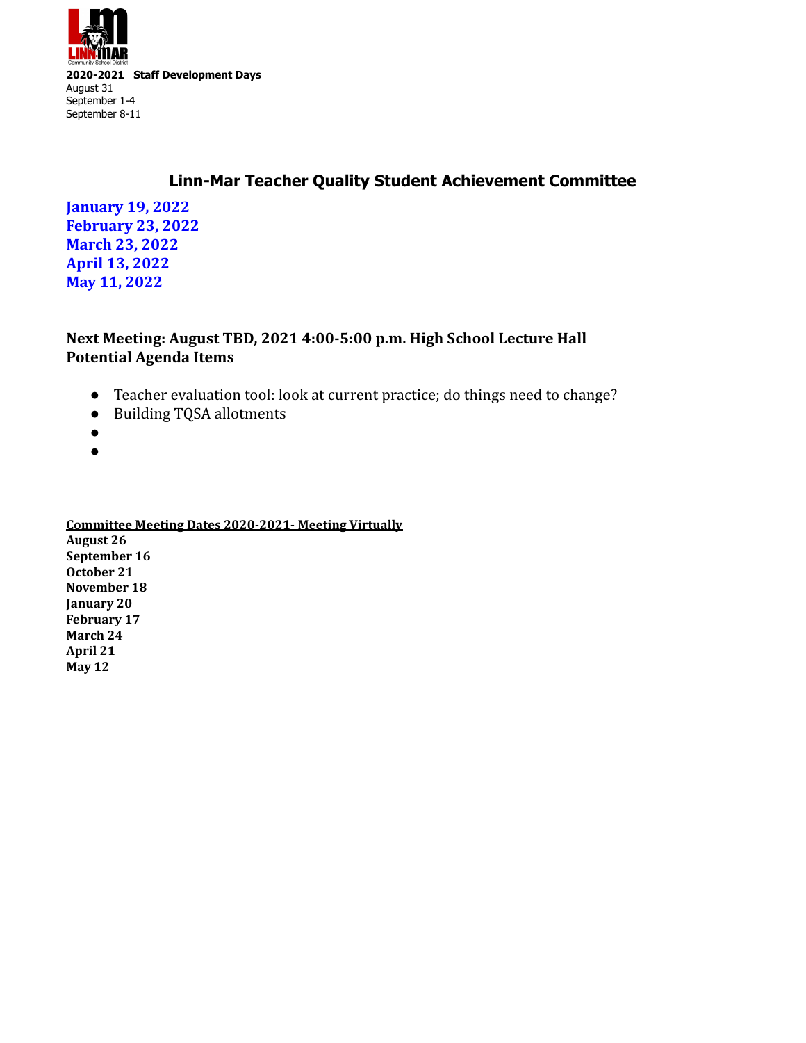**2020-2021 Staff Development Days**
August 31
September 1-4
September 8-11

## Linn-Mar Teacher Quality Student Achievement Committee

**January 19, 2022**
**February 23, 2022**
**March 23, 2022**
**April 13, 2022**
**May 11, 2022**

**Next Meeting: August TBD, 2021 4:00-5:00 p.m. High School Lecture Hall**
**Potential Agenda Items**

- Teacher evaluation tool: look at current practice; do things need to change?
- Building TQSA allotments
- 
- 

**Committee Meeting Dates 2020-2021- Meeting Virtually**
**August 26**
**September 16**
**October 21**
**November 18**
**January 20**
**February 17**
**March 24**
**April 21**
**May 12**